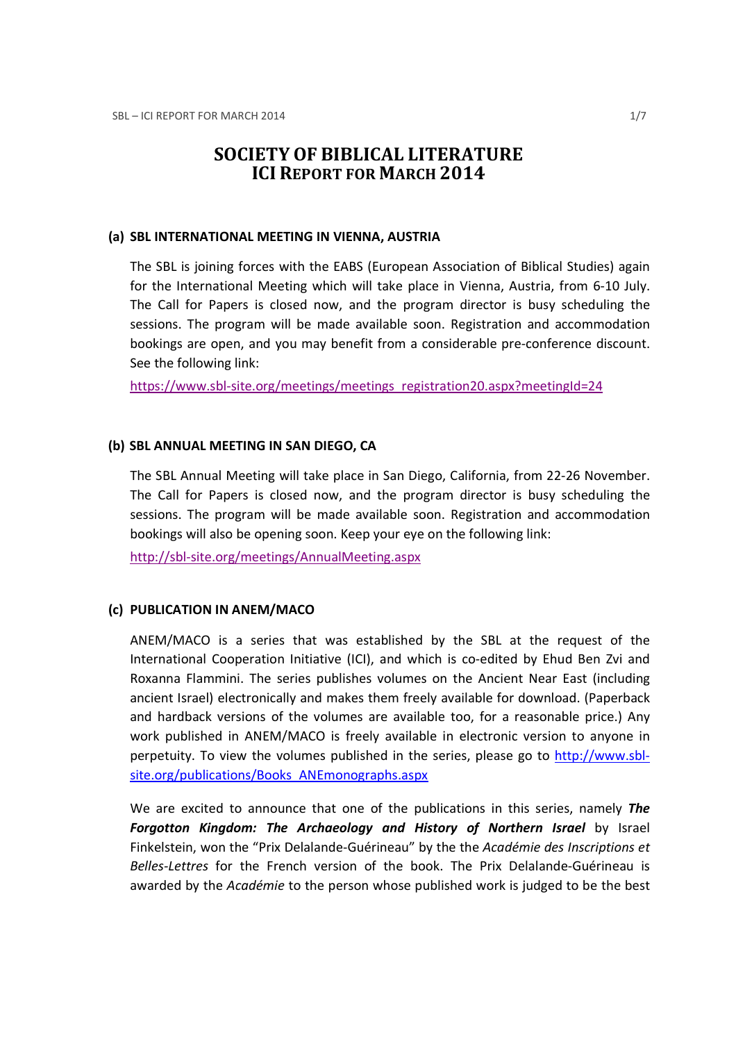# SOCIETY OF BIBLICAL LITERATURE
# ICI REPORT FOR MARCH 2014

## (a) SBL INTERNATIONAL MEETING IN VIENNA, AUSTRIA

The SBL is joining forces with the EABS (European Association of Biblical Studies) again for the International Meeting which will take place in Vienna, Austria, from 6-10 July. The Call for Papers is closed now, and the program director is busy scheduling the sessions. The program will be made available soon. Registration and accommodation bookings are open, and you may benefit from a considerable pre-conference discount. See the following link:

https://www.sbl-site.org/meetings/meetings_registration20.aspx?meetingId=24

## (b) SBL ANNUAL MEETING IN SAN DIEGO, CA

The SBL Annual Meeting will take place in San Diego, California, from 22-26 November. The Call for Papers is closed now, and the program director is busy scheduling the sessions. The program will be made available soon. Registration and accommodation bookings will also be opening soon. Keep your eye on the following link:

http://sbl-site.org/meetings/AnnualMeeting.aspx

## (c) PUBLICATION IN ANEM/MACO

ANEM/MACO is a series that was established by the SBL at the request of the International Cooperation Initiative (ICI), and which is co-edited by Ehud Ben Zvi and Roxanna Flammini. The series publishes volumes on the Ancient Near East (including ancient Israel) electronically and makes them freely available for download. (Paperback and hardback versions of the volumes are available too, for a reasonable price.) Any work published in ANEM/MACO is freely available in electronic version to anyone in perpetuity. To view the volumes published in the series, please go to http://www.sbl-site.org/publications/Books_ANEmonographs.aspx

We are excited to announce that one of the publications in this series, namely ***The Forgotton Kingdom: The Archaeology and History of Northern Israel*** by Israel Finkelstein, won the "Prix Delalande-Guérineau" by the the *Académie des Inscriptions et Belles-Lettres* for the French version of the book. The Prix Delalande-Guérineau is awarded by the *Académie* to the person whose published work is judged to be the best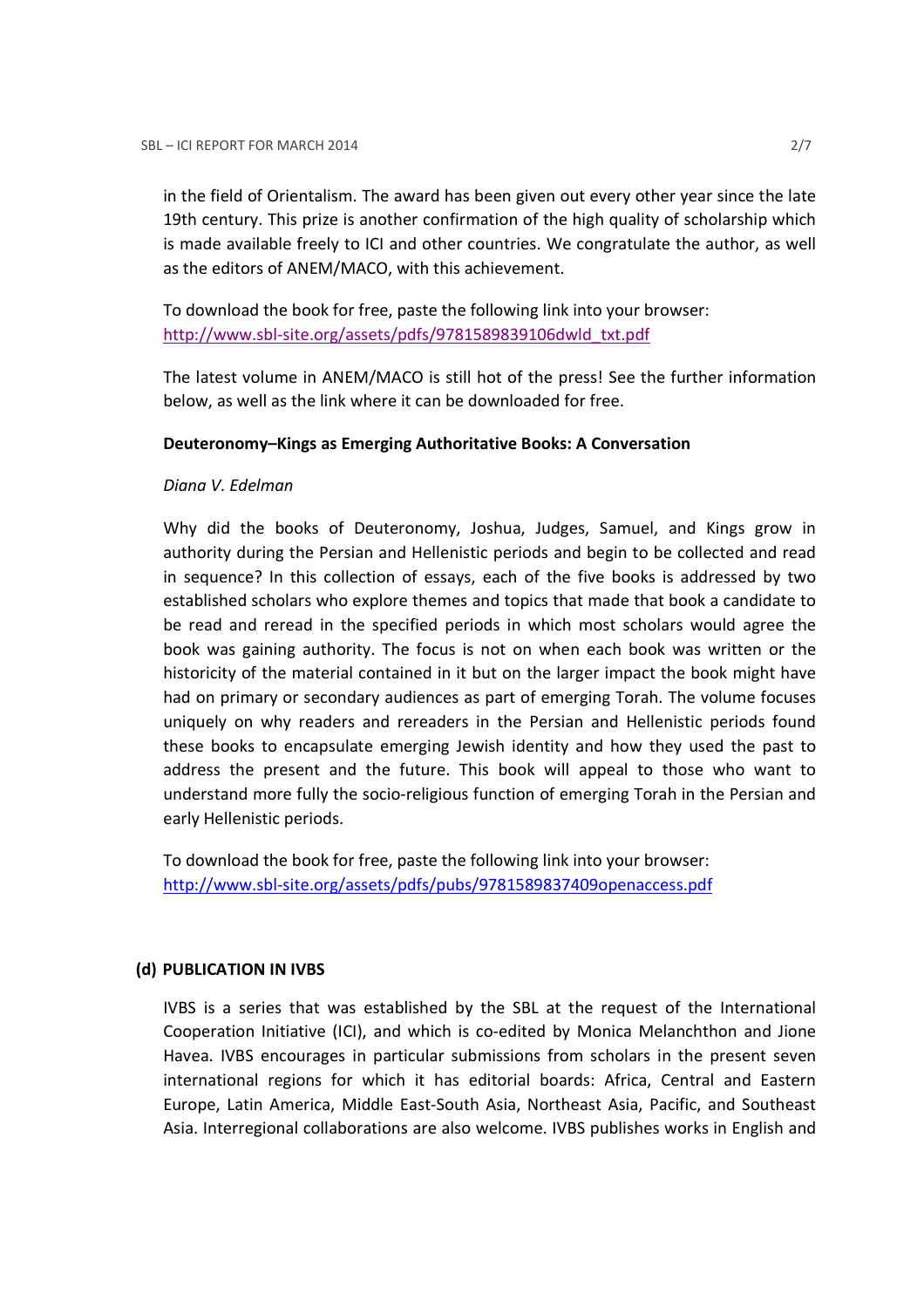in the field of Orientalism. The award has been given out every other year since the late 19th century. This prize is another confirmation of the high quality of scholarship which is made available freely to ICI and other countries. We congratulate the author, as well as the editors of ANEM/MACO, with this achievement.

To download the book for free, paste the following link into your browser:
http://www.sbl-site.org/assets/pdfs/9781589839106dwld_txt.pdf

The latest volume in ANEM/MACO is still hot of the press! See the further information below, as well as the link where it can be downloaded for free.

**Deuteronomy–Kings as Emerging Authoritative Books: A Conversation**

*Diana V. Edelman*

Why did the books of Deuteronomy, Joshua, Judges, Samuel, and Kings grow in authority during the Persian and Hellenistic periods and begin to be collected and read in sequence? In this collection of essays, each of the five books is addressed by two established scholars who explore themes and topics that made that book a candidate to be read and reread in the specified periods in which most scholars would agree the book was gaining authority. The focus is not on when each book was written or the historicity of the material contained in it but on the larger impact the book might have had on primary or secondary audiences as part of emerging Torah. The volume focuses uniquely on why readers and rereaders in the Persian and Hellenistic periods found these books to encapsulate emerging Jewish identity and how they used the past to address the present and the future. This book will appeal to those who want to understand more fully the socio-religious function of emerging Torah in the Persian and early Hellenistic periods.

To download the book for free, paste the following link into your browser:
http://www.sbl-site.org/assets/pdfs/pubs/9781589837409openaccess.pdf

### (d) PUBLICATION IN IVBS

IVBS is a series that was established by the SBL at the request of the International Cooperation Initiative (ICI), and which is co-edited by Monica Melanchthon and Jione Havea. IVBS encourages in particular submissions from scholars in the present seven international regions for which it has editorial boards: Africa, Central and Eastern Europe, Latin America, Middle East-South Asia, Northeast Asia, Pacific, and Southeast Asia. Interregional collaborations are also welcome. IVBS publishes works in English and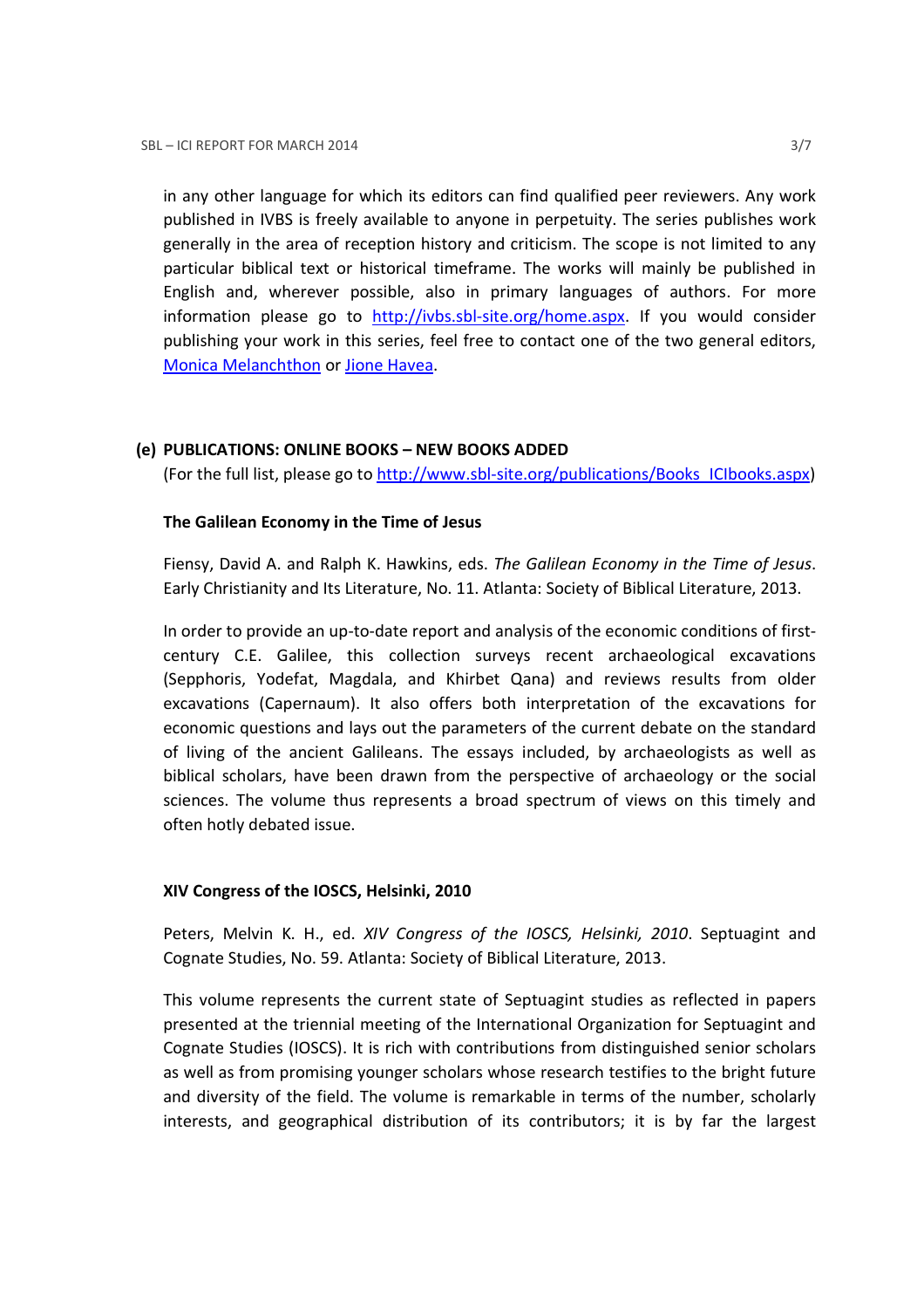in any other language for which its editors can find qualified peer reviewers. Any work published in IVBS is freely available to anyone in perpetuity. The series publishes work generally in the area of reception history and criticism. The scope is not limited to any particular biblical text or historical timeframe. The works will mainly be published in English and, wherever possible, also in primary languages of authors. For more information please go to [http://ivbs.sbl-site.org/home.aspx](http://ivbs.sbl-site.org/home.aspx). If you would consider publishing your work in this series, feel free to contact one of the two general editors, Monica Melanchthon or Jione Havea.

## (e) PUBLICATIONS: ONLINE BOOKS – NEW BOOKS ADDED

(For the full list, please go to [http://www.sbl-site.org/publications/Books_ICIbooks.aspx](http://www.sbl-site.org/publications/Books_ICIbooks.aspx))

### The Galilean Economy in the Time of Jesus

Fiensy, David A. and Ralph K. Hawkins, eds. *The Galilean Economy in the Time of Jesus*. Early Christianity and Its Literature, No. 11. Atlanta: Society of Biblical Literature, 2013.

In order to provide an up-to-date report and analysis of the economic conditions of first-century C.E. Galilee, this collection surveys recent archaeological excavations (Sepphoris, Yodefat, Magdala, and Khirbet Qana) and reviews results from older excavations (Capernaum). It also offers both interpretation of the excavations for economic questions and lays out the parameters of the current debate on the standard of living of the ancient Galileans. The essays included, by archaeologists as well as biblical scholars, have been drawn from the perspective of archaeology or the social sciences. The volume thus represents a broad spectrum of views on this timely and often hotly debated issue.

### XIV Congress of the IOSCS, Helsinki, 2010

Peters, Melvin K. H., ed. *XIV Congress of the IOSCS, Helsinki, 2010*. Septuagint and Cognate Studies, No. 59. Atlanta: Society of Biblical Literature, 2013.

This volume represents the current state of Septuagint studies as reflected in papers presented at the triennial meeting of the International Organization for Septuagint and Cognate Studies (IOSCS). It is rich with contributions from distinguished senior scholars as well as from promising younger scholars whose research testifies to the bright future and diversity of the field. The volume is remarkable in terms of the number, scholarly interests, and geographical distribution of its contributors; it is by far the largest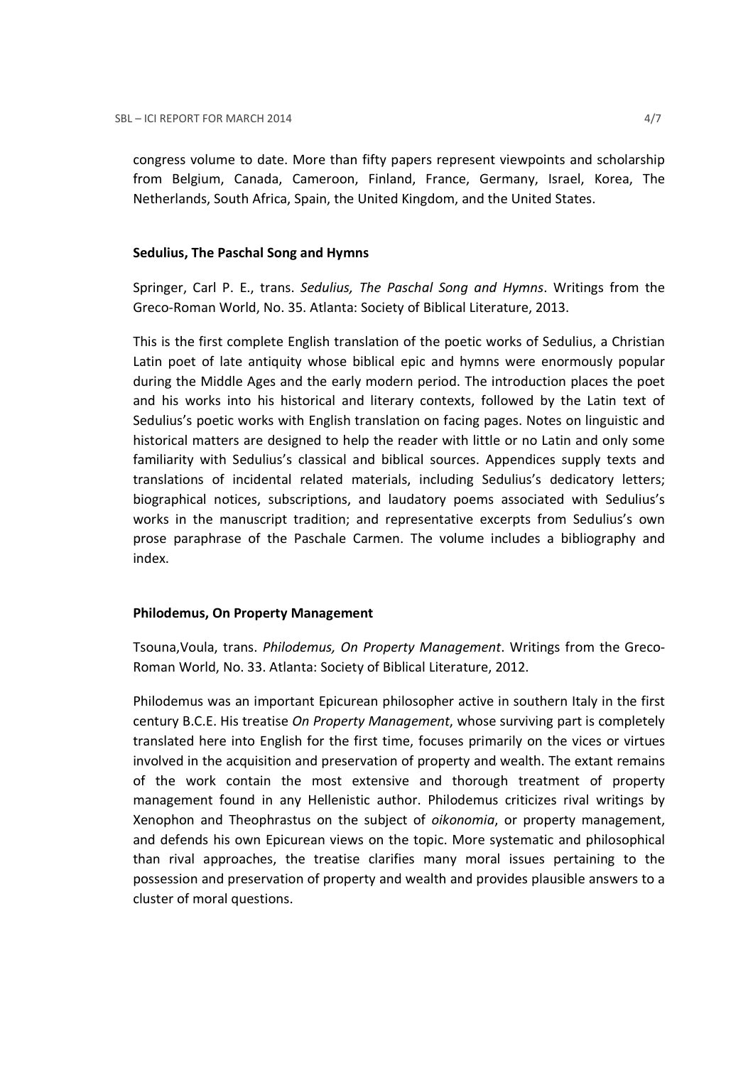congress volume to date. More than fifty papers represent viewpoints and scholarship from Belgium, Canada, Cameroon, Finland, France, Germany, Israel, Korea, The Netherlands, South Africa, Spain, the United Kingdom, and the United States.

**Sedulius, The Paschal Song and Hymns**

Springer, Carl P. E., trans. *Sedulius, The Paschal Song and Hymns*. Writings from the Greco-Roman World, No. 35. Atlanta: Society of Biblical Literature, 2013.

This is the first complete English translation of the poetic works of Sedulius, a Christian Latin poet of late antiquity whose biblical epic and hymns were enormously popular during the Middle Ages and the early modern period. The introduction places the poet and his works into his historical and literary contexts, followed by the Latin text of Sedulius's poetic works with English translation on facing pages. Notes on linguistic and historical matters are designed to help the reader with little or no Latin and only some familiarity with Sedulius's classical and biblical sources. Appendices supply texts and translations of incidental related materials, including Sedulius's dedicatory letters; biographical notices, subscriptions, and laudatory poems associated with Sedulius's works in the manuscript tradition; and representative excerpts from Sedulius's own prose paraphrase of the Paschale Carmen. The volume includes a bibliography and index.

**Philodemus, On Property Management**

Tsouna,Voula, trans. *Philodemus, On Property Management*. Writings from the Greco-Roman World, No. 33. Atlanta: Society of Biblical Literature, 2012.

Philodemus was an important Epicurean philosopher active in southern Italy in the first century B.C.E. His treatise *On Property Management*, whose surviving part is completely translated here into English for the first time, focuses primarily on the vices or virtues involved in the acquisition and preservation of property and wealth. The extant remains of the work contain the most extensive and thorough treatment of property management found in any Hellenistic author. Philodemus criticizes rival writings by Xenophon and Theophrastus on the subject of *oikonomia*, or property management, and defends his own Epicurean views on the topic. More systematic and philosophical than rival approaches, the treatise clarifies many moral issues pertaining to the possession and preservation of property and wealth and provides plausible answers to a cluster of moral questions.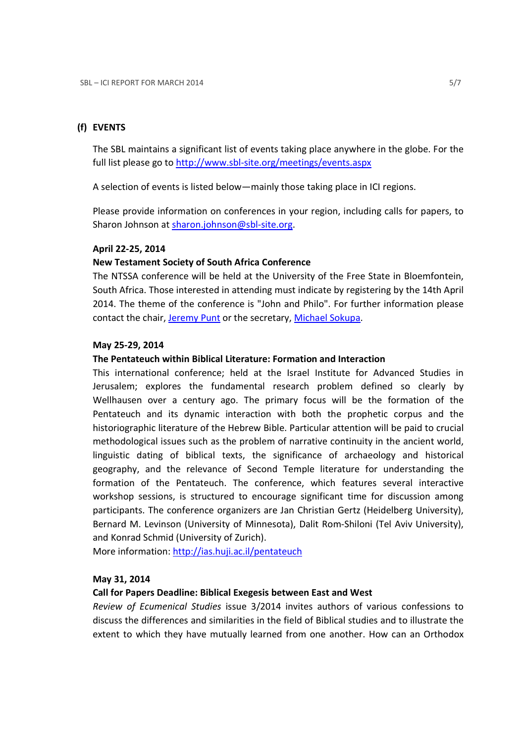## (f) EVENTS

The SBL maintains a significant list of events taking place anywhere in the globe. For the full list please go to http://www.sbl-site.org/meetings/events.aspx

A selection of events is listed below—mainly those taking place in ICI regions.

Please provide information on conferences in your region, including calls for papers, to Sharon Johnson at sharon.johnson@sbl-site.org.

**April 22-25, 2014**

**New Testament Society of South Africa Conference**

The NTSSA conference will be held at the University of the Free State in Bloemfontein, South Africa. Those interested in attending must indicate by registering by the 14th April 2014. The theme of the conference is "John and Philo". For further information please contact the chair, Jeremy Punt or the secretary, Michael Sokupa.

**May 25-29, 2014**

**The Pentateuch within Biblical Literature: Formation and Interaction**

This international conference; held at the Israel Institute for Advanced Studies in Jerusalem; explores the fundamental research problem defined so clearly by Wellhausen over a century ago. The primary focus will be the formation of the Pentateuch and its dynamic interaction with both the prophetic corpus and the historiographic literature of the Hebrew Bible. Particular attention will be paid to crucial methodological issues such as the problem of narrative continuity in the ancient world, linguistic dating of biblical texts, the significance of archaeology and historical geography, and the relevance of Second Temple literature for understanding the formation of the Pentateuch. The conference, which features several interactive workshop sessions, is structured to encourage significant time for discussion among participants. The conference organizers are Jan Christian Gertz (Heidelberg University), Bernard M. Levinson (University of Minnesota), Dalit Rom-Shiloni (Tel Aviv University), and Konrad Schmid (University of Zurich).
More information: http://ias.huji.ac.il/pentateuch

**May 31, 2014**

**Call for Papers Deadline: Biblical Exegesis between East and West**

*Review of Ecumenical Studies* issue 3/2014 invites authors of various confessions to discuss the differences and similarities in the field of Biblical studies and to illustrate the extent to which they have mutually learned from one another. How can an Orthodox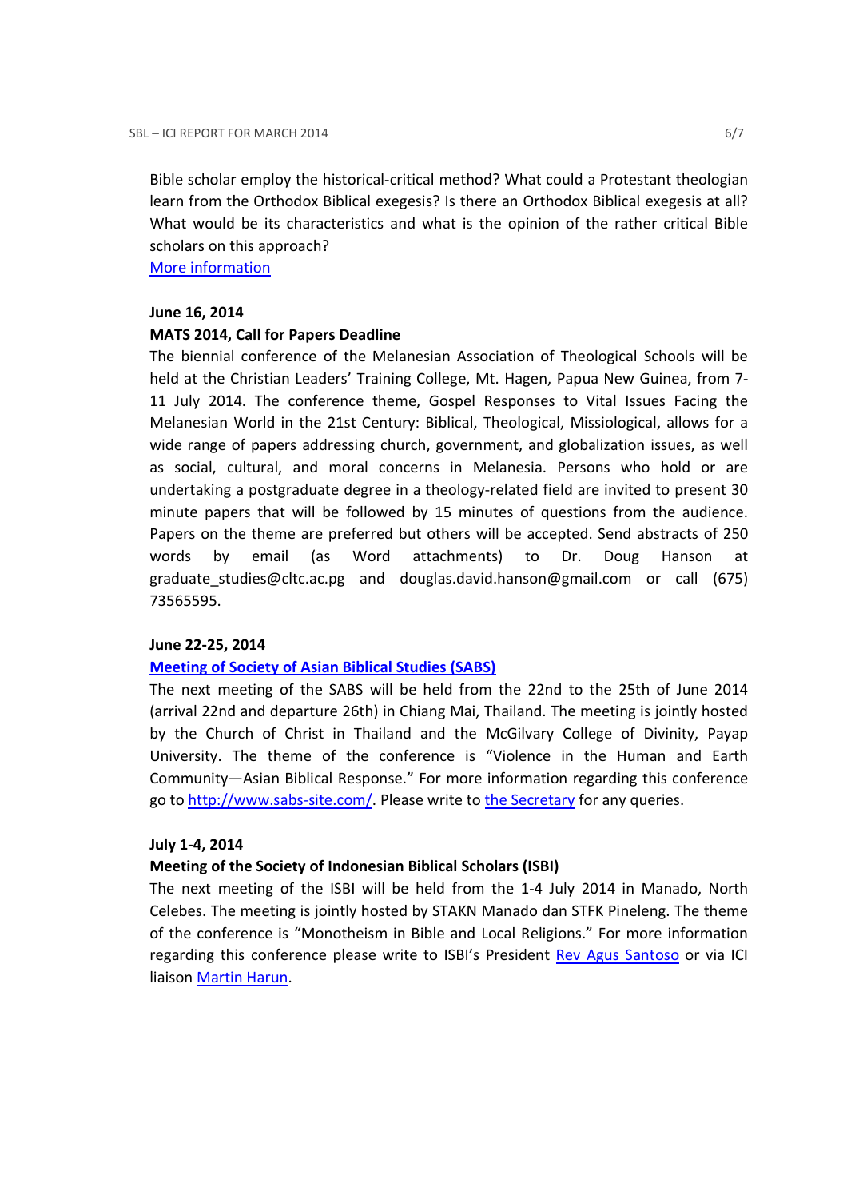Bible scholar employ the historical-critical method? What could a Protestant theologian learn from the Orthodox Biblical exegesis? Is there an Orthodox Biblical exegesis at all? What would be its characteristics and what is the opinion of the rather critical Bible scholars on this approach?

[More information]

**June 16, 2014**

**MATS 2014, Call for Papers Deadline**

The biennial conference of the Melanesian Association of Theological Schools will be held at the Christian Leaders' Training College, Mt. Hagen, Papua New Guinea, from 7-11 July 2014. The conference theme, Gospel Responses to Vital Issues Facing the Melanesian World in the 21st Century: Biblical, Theological, Missiological, allows for a wide range of papers addressing church, government, and globalization issues, as well as social, cultural, and moral concerns in Melanesia. Persons who hold or are undertaking a postgraduate degree in a theology-related field are invited to present 30 minute papers that will be followed by 15 minutes of questions from the audience. Papers on the theme are preferred but others will be accepted. Send abstracts of 250 words by email (as Word attachments) to Dr. Doug Hanson at graduate_studies@cltc.ac.pg and douglas.david.hanson@gmail.com or call (675) 73565595.

**June 22-25, 2014**

**[Meeting of Society of Asian Biblical Studies (SABS)]**

The next meeting of the SABS will be held from the 22nd to the 25th of June 2014 (arrival 22nd and departure 26th) in Chiang Mai, Thailand. The meeting is jointly hosted by the Church of Christ in Thailand and the McGilvary College of Divinity, Payap University. The theme of the conference is "Violence in the Human and Earth Community—Asian Biblical Response." For more information regarding this conference go to [http://www.sabs-site.com/]. Please write to [the Secretary] for any queries.

**July 1-4, 2014**

**Meeting of the Society of Indonesian Biblical Scholars (ISBI)**

The next meeting of the ISBI will be held from the 1-4 July 2014 in Manado, North Celebes. The meeting is jointly hosted by STAKN Manado dan STFK Pineleng. The theme of the conference is "Monotheism in Bible and Local Religions." For more information regarding this conference please write to ISBI's President [Rev Agus Santoso] or via ICI liaison [Martin Harun].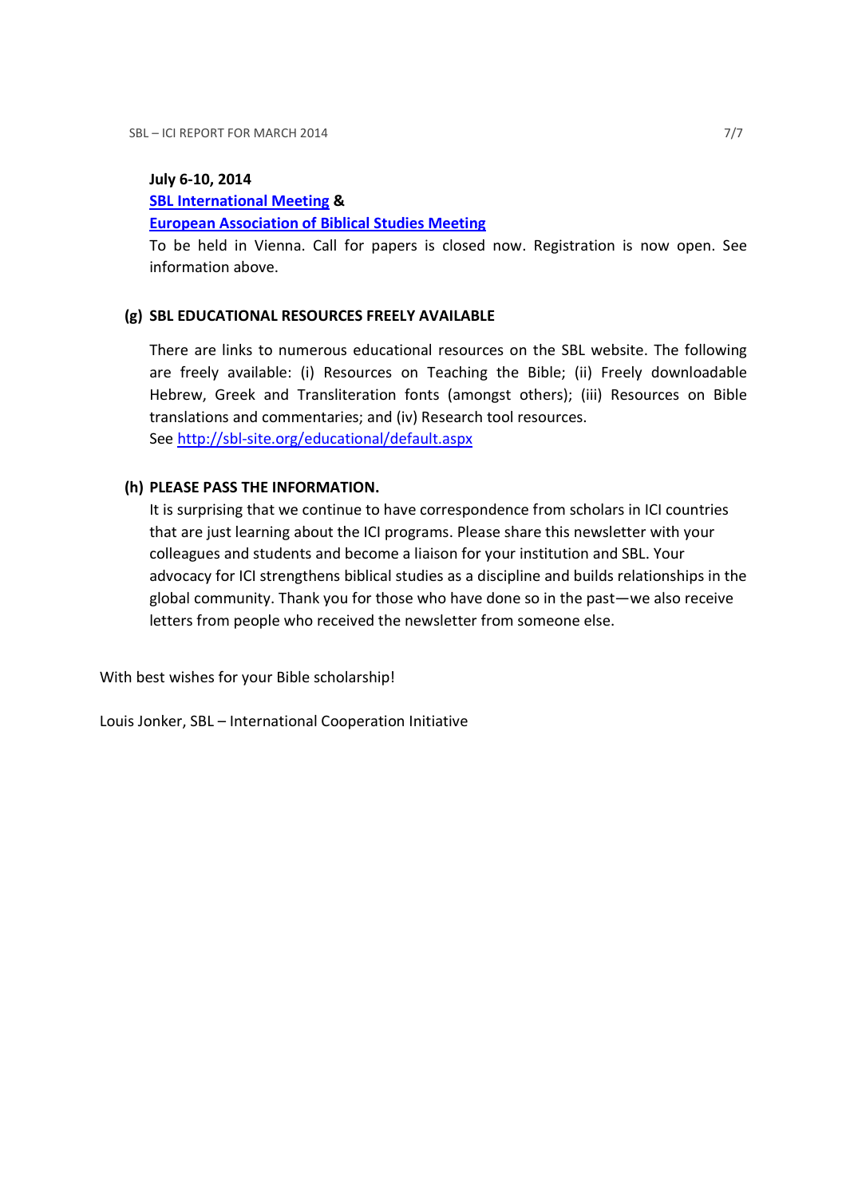**July 6-10, 2014**

**[SBL International Meeting](#) &**

**[European Association of Biblical Studies Meeting](#)**

To be held in Vienna. Call for papers is closed now. Registration is now open. See information above.

### (g) SBL EDUCATIONAL RESOURCES FREELY AVAILABLE

There are links to numerous educational resources on the SBL website. The following are freely available: (i) Resources on Teaching the Bible; (ii) Freely downloadable Hebrew, Greek and Transliteration fonts (amongst others); (iii) Resources on Bible translations and commentaries; and (iv) Research tool resources.
See http://sbl-site.org/educational/default.aspx

### (h) PLEASE PASS THE INFORMATION.

It is surprising that we continue to have correspondence from scholars in ICI countries that are just learning about the ICI programs. Please share this newsletter with your colleagues and students and become a liaison for your institution and SBL. Your advocacy for ICI strengthens biblical studies as a discipline and builds relationships in the global community. Thank you for those who have done so in the past—we also receive letters from people who received the newsletter from someone else.

With best wishes for your Bible scholarship!

Louis Jonker, SBL – International Cooperation Initiative